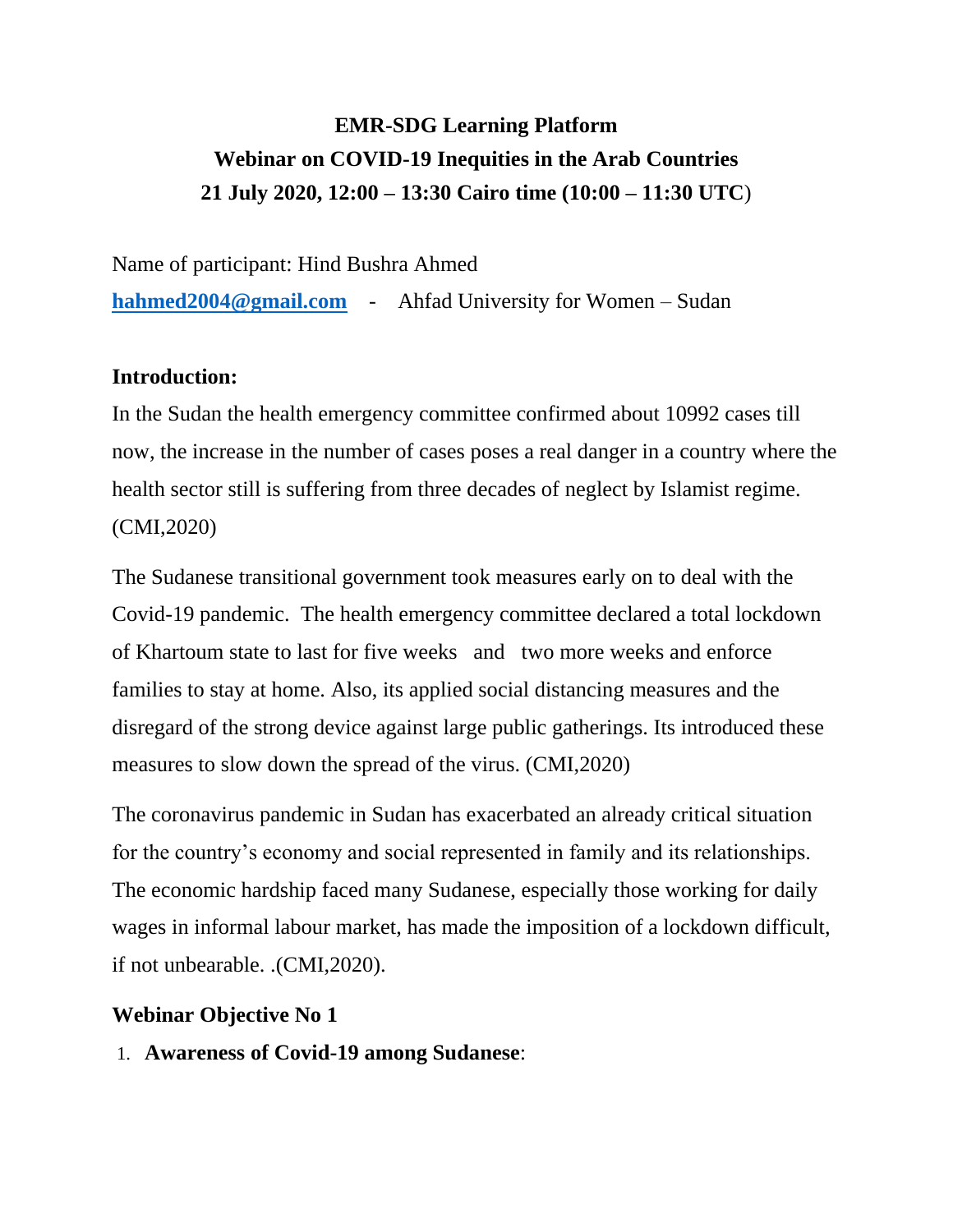**EMR-SDG Learning Platform**

**Webinar on COVID-19 Inequities in the Arab Countries**

**21 July 2020, 12:00 – 13:30 Cairo time (10:00 – 11:30 UTC**)

Name of participant: Hind Bushra Ahmed

**hahmed2004@gmail.com** - Ahfad University for Women – Sudan

**Introduction:**

In the Sudan the health emergency committee confirmed about 10992 cases till now, the increase in the number of cases poses a real danger in a country where the health sector still is suffering from three decades of neglect by Islamist regime. (CMI,2020)

The Sudanese transitional government took measures early on to deal with the Covid-19 pandemic. The health emergency committee declared a total lockdown of Khartoum state to last for five weeks and two more weeks and enforce families to stay at home. Also, its applied social distancing measures and the disregard of the strong device against large public gatherings. Its introduced these measures to slow down the spread of the virus. (CMI,2020)

The coronavirus pandemic in Sudan has exacerbated an already critical situation for the country's economy and social represented in family and its relationships. The economic hardship faced many Sudanese, especially those working for daily wages in informal labour market, has made the imposition of a lockdown difficult, if not unbearable. .(CMI,2020).

**Webinar Objective No 1**

1. **Awareness of Covid-19 among Sudanese**: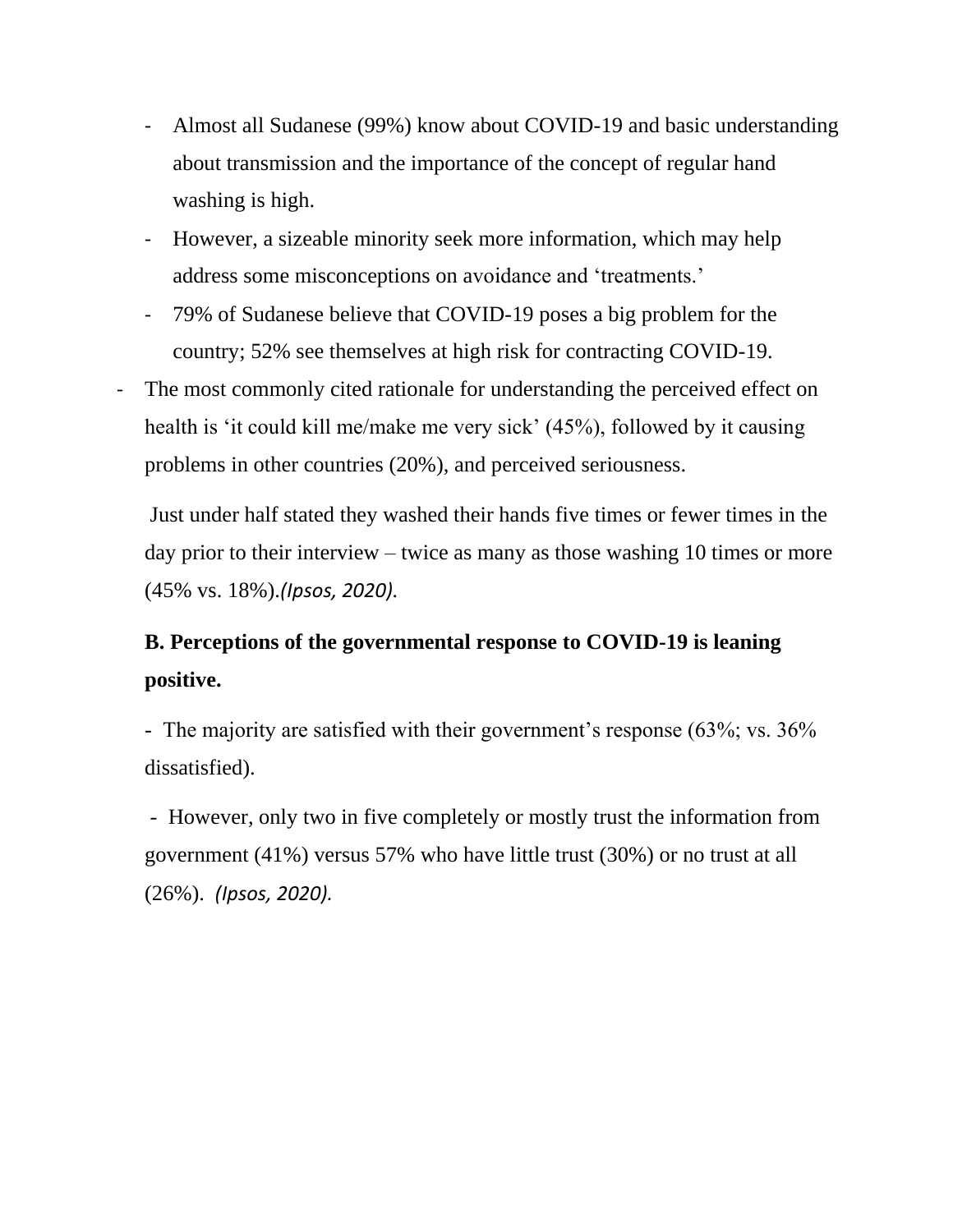- Almost all Sudanese (99%) know about COVID-19 and basic understanding about transmission and the importance of the concept of regular hand washing is high.
- However, a sizeable minority seek more information, which may help address some misconceptions on avoidance and 'treatments.'
- 79% of Sudanese believe that COVID-19 poses a big problem for the country; 52% see themselves at high risk for contracting COVID-19.

- The most commonly cited rationale for understanding the perceived effect on health is 'it could kill me/make me very sick' (45%), followed by it causing problems in other countries (20%), and perceived seriousness.

  Just under half stated they washed their hands five times or fewer times in the day prior to their interview – twice as many as those washing 10 times or more (45% vs. 18%).*(Ipsos, 2020).*

**B. Perceptions of the governmental response to COVID-19 is leaning positive.**

- The majority are satisfied with their government's response (63%; vs. 36% dissatisfied).

- However, only two in five completely or mostly trust the information from government (41%) versus 57% who have little trust (30%) or no trust at all (26%). *(Ipsos, 2020).*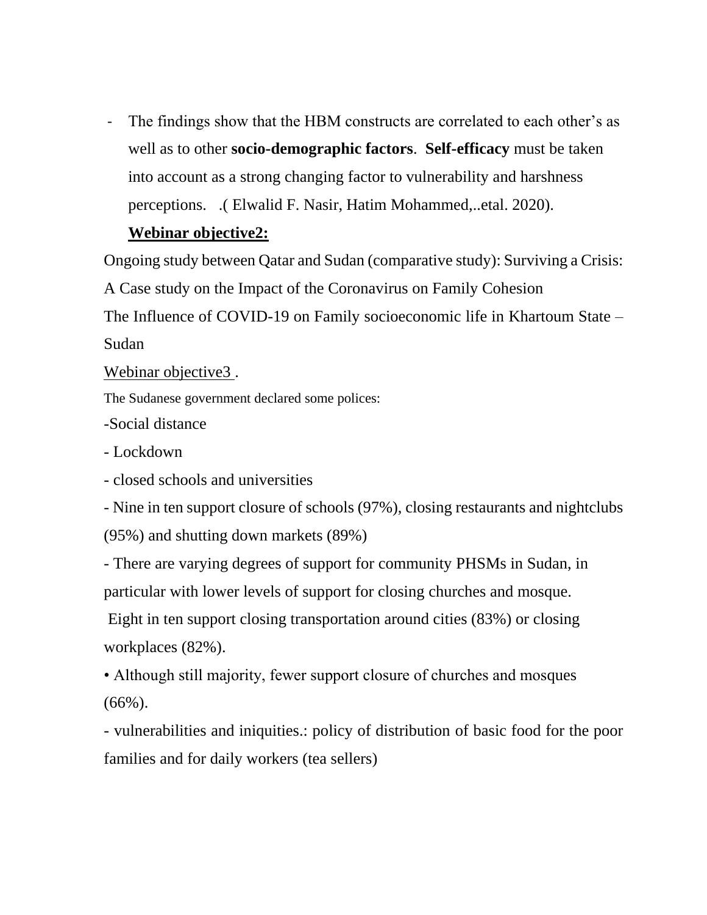- The findings show that the HBM constructs are correlated to each other's as well as to other **socio-demographic factors**. **Self-efficacy** must be taken into account as a strong changing factor to vulnerability and harshness perceptions. .( Elwalid F. Nasir, Hatim Mohammed,..etal. 2020).

**Webinar objective2:**

Ongoing study between Qatar and Sudan (comparative study): Surviving a Crisis: A Case study on the Impact of the Coronavirus on Family Cohesion

The Influence of COVID-19 on Family socioeconomic life in Khartoum State – Sudan

Webinar objective3 .

The Sudanese government declared some polices:

-Social distance

- Lockdown

- closed schools and universities

- Nine in ten support closure of schools (97%), closing restaurants and nightclubs (95%) and shutting down markets (89%)

- There are varying degrees of support for community PHSMs in Sudan, in particular with lower levels of support for closing churches and mosque.

Eight in ten support closing transportation around cities (83%) or closing workplaces (82%).

• Although still majority, fewer support closure of churches and mosques (66%).

- vulnerabilities and iniquities.: policy of distribution of basic food for the poor families and for daily workers (tea sellers)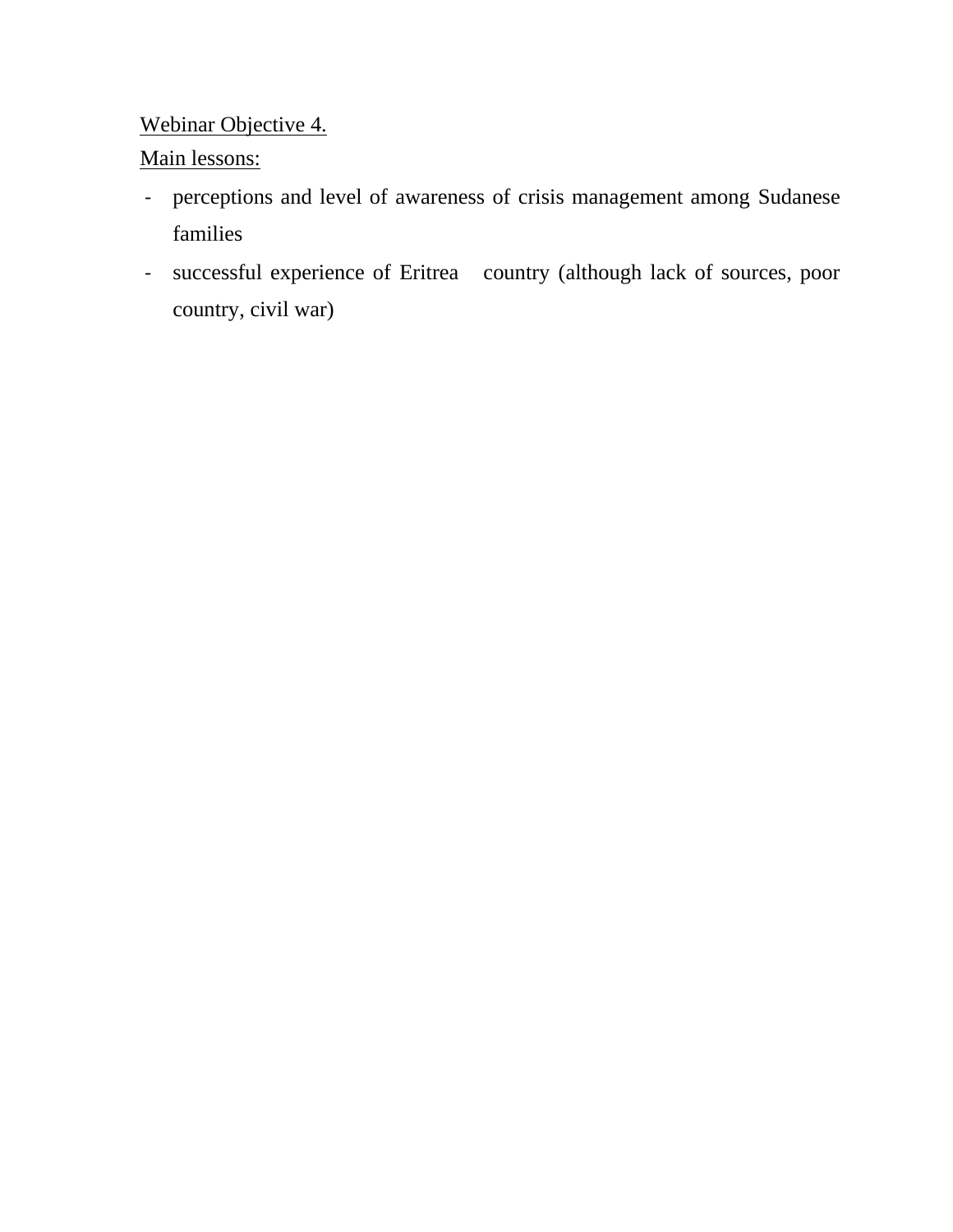<u>Webinar Objective 4.</u>

<u>Main lessons:</u>

- perceptions and level of awareness of crisis management among Sudanese families
- successful experience of Eritrea country (although lack of sources, poor country, civil war)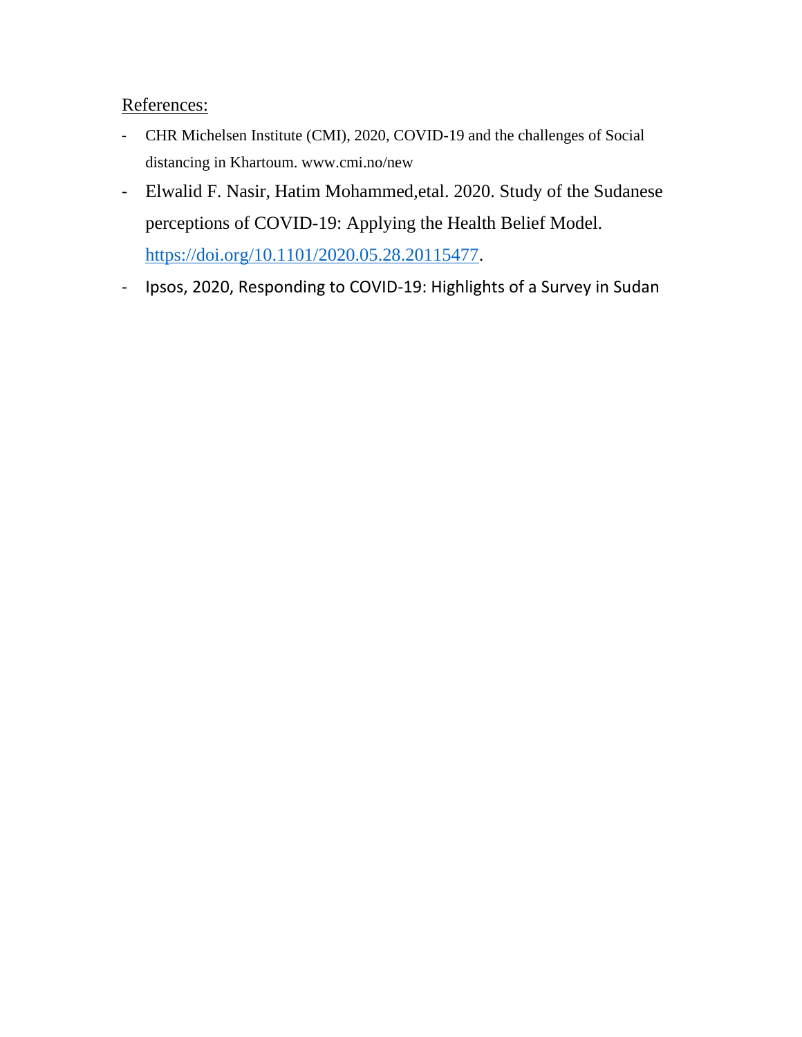## References:

- CHR Michelsen Institute (CMI), 2020, COVID-19 and the challenges of Social distancing in Khartoum. www.cmi.no/new
- Elwalid F. Nasir, Hatim Mohammed,etal. 2020. Study of the Sudanese perceptions of COVID-19: Applying the Health Belief Model. https://doi.org/10.1101/2020.05.28.20115477.
- Ipsos, 2020, Responding to COVID-19: Highlights of a Survey in Sudan